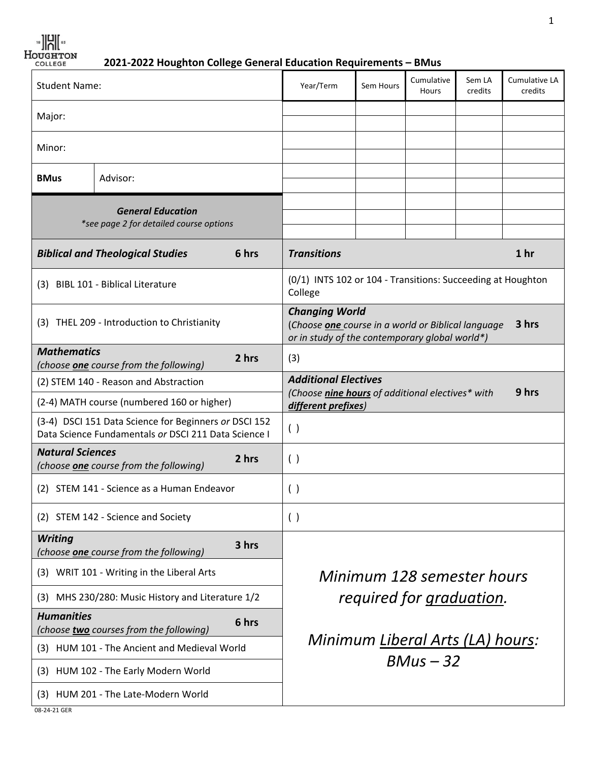# 2021-2022 Houghton College General Education Requirements – BMus

| Student Name: | | Year/Term | Sem Hours | Cumulative Hours | Sem LA credits | Cumulative LA credits |
|---|---|---|---|---|---|---|
| Major: | | | | | | |
| | | | | | | |
| Minor: | | | | | | |
| | | | | | | |
| **BMus** | Advisor: | | | | | |
| | | | | | | |
| ***General Education*** *\*see page 2 for detailed course options* | | | | | | |
| | | | | | | |
| | | | | | | |

| | |
|---|---|
| ***Biblical and Theological Studies*** **6 hrs** | ***Transitions*** **1 hr** |
| (3) BIBL 101 - Biblical Literature | (0/1) INTS 102 or 104 - Transitions: Succeeding at Houghton College |
| (3) THEL 209 - Introduction to Christianity | ***Changing World*** (*Choose **one** course in a world or Biblical language or in study of the contemporary global world\**) **3 hrs** |
| ***Mathematics*** (*choose **one** course from the following*) **2 hrs** | (3) |
| (2) STEM 140 - Reason and Abstraction | ***Additional Electives*** (*Choose **nine hours** of additional electives\* with **different prefixes***) **9 hrs** |
| (2-4) MATH course (numbered 160 or higher) | |
| (3-4) DSCI 151 Data Science for Beginners *or* DSCI 152 Data Science Fundamentals *or* DSCI 211 Data Science I | ( ) |
| ***Natural Sciences*** (*choose **one** course from the following*) **2 hrs** | ( ) |
| (2) STEM 141 - Science as a Human Endeavor | ( ) |
| (2) STEM 142 - Science and Society | ( ) |
| ***Writing*** (*choose **one** course from the following*) **3 hrs** | |
| (3) WRIT 101 - Writing in the Liberal Arts | *Minimum 128 semester hours required for graduation.* |
| (3) MHS 230/280: Music History and Literature 1/2 | |
| ***Humanities*** (*choose **two** courses from the following*) **6 hrs** | |
| (3) HUM 101 - The Ancient and Medieval World | *Minimum Liberal Arts (LA) hours: BMus – 32* |
| (3) HUM 102 - The Early Modern World | |
| (3) HUM 201 - The Late-Modern World | |

08-24-21 GER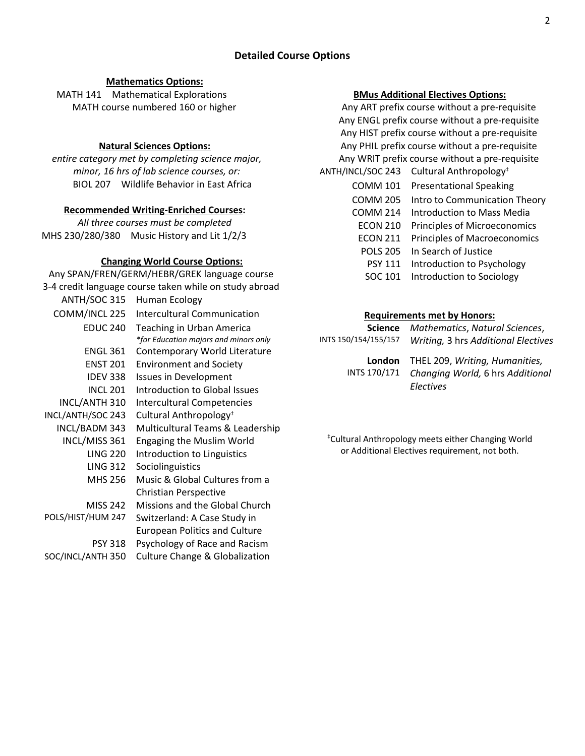## Detailed Course Options

### Mathematics Options:

MATH 141 Mathematical Explorations
MATH course numbered 160 or higher

### Natural Sciences Options:

*entire category met by completing science major, minor, 16 hrs of lab science courses, or:*
BIOL 207 Wildlife Behavior in East Africa

### Recommended Writing-Enriched Courses:

*All three courses must be completed*
MHS 230/280/380 Music History and Lit 1/2/3

### Changing World Course Options:

Any SPAN/FREN/GERM/HEBR/GREK language course
3-4 credit language course taken while on study abroad

| | |
|---|---|
| ANTH/SOC 315 | Human Ecology |
| COMM/INCL 225 | Intercultural Communication |
| EDUC 240 | Teaching in Urban America *\*for Education majors and minors only* |
| ENGL 361 | Contemporary World Literature |
| ENST 201 | Environment and Society |
| IDEV 338 | Issues in Development |
| INCL 201 | Introduction to Global Issues |
| INCL/ANTH 310 | Intercultural Competencies |
| INCL/ANTH/SOC 243 | Cultural Anthropology‡ |
| INCL/BADM 343 | Multicultural Teams & Leadership |
| INCL/MISS 361 | Engaging the Muslim World |
| LING 220 | Introduction to Linguistics |
| LING 312 | Sociolinguistics |
| MHS 256 | Music & Global Cultures from a Christian Perspective |
| MISS 242 | Missions and the Global Church |
| POLS/HIST/HUM 247 | Switzerland: A Case Study in European Politics and Culture |
| PSY 318 | Psychology of Race and Racism |
| SOC/INCL/ANTH 350 | Culture Change & Globalization |

### BMus Additional Electives Options:

Any ART prefix course without a pre-requisite
Any ENGL prefix course without a pre-requisite
Any HIST prefix course without a pre-requisite
Any PHIL prefix course without a pre-requisite
Any WRIT prefix course without a pre-requisite

| | |
|---|---|
| ANTH/INCL/SOC 243 | Cultural Anthropology‡ |
| COMM 101 | Presentational Speaking |
| COMM 205 | Intro to Communication Theory |
| COMM 214 | Introduction to Mass Media |
| ECON 210 | Principles of Microeconomics |
| ECON 211 | Principles of Macroeconomics |
| POLS 205 | In Search of Justice |
| PSY 111 | Introduction to Psychology |
| SOC 101 | Introduction to Sociology |

### Requirements met by Honors:

| | |
|---|---|
| **Science** INTS 150/154/155/157 | *Mathematics*, *Natural Sciences*, *Writing,* 3 hrs *Additional Electives* |
| **London** INTS 170/171 | THEL 209, *Writing, Humanities, Changing World,* 6 hrs *Additional Electives* |

‡Cultural Anthropology meets either Changing World or Additional Electives requirement, not both.